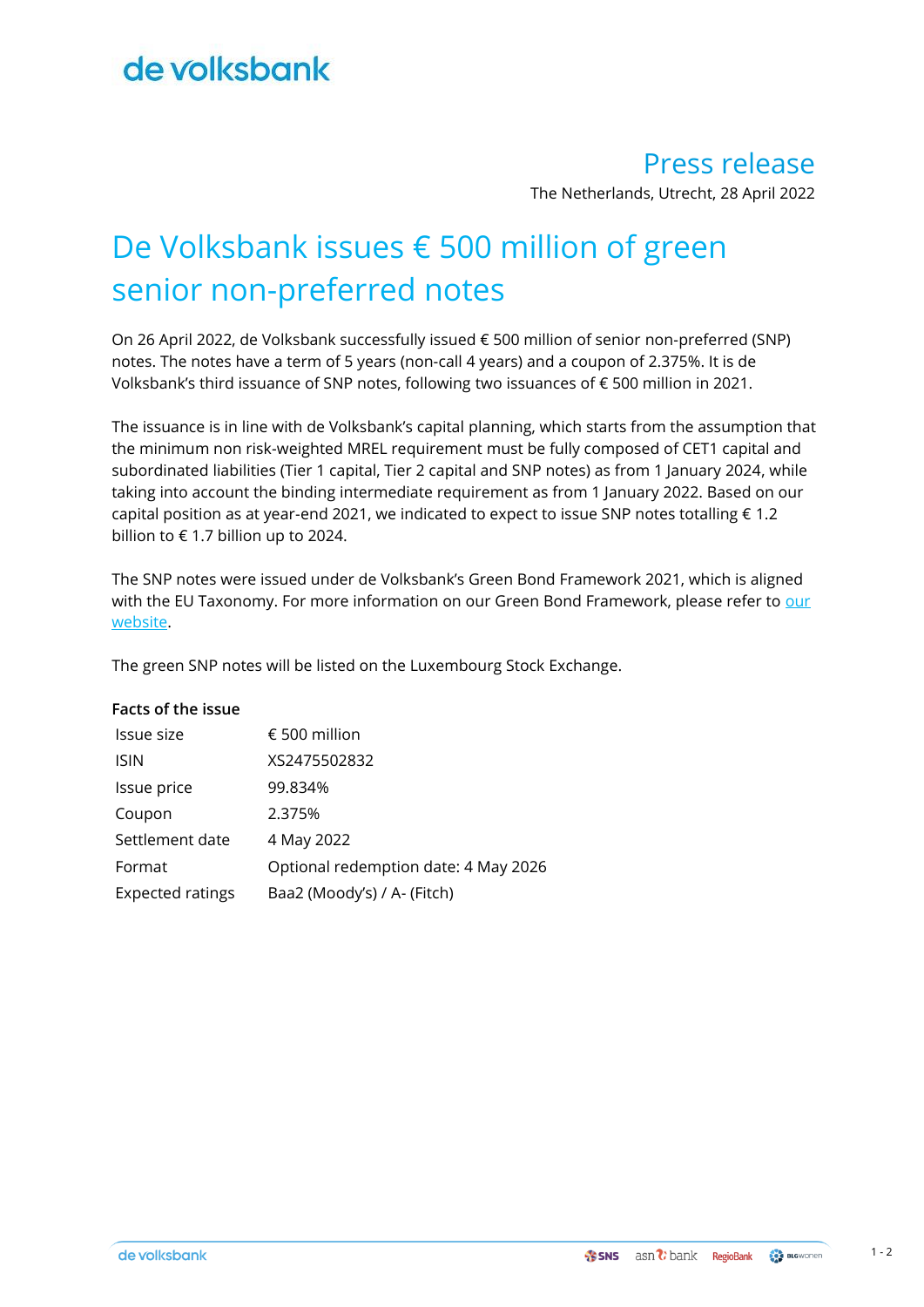# Press release

The Netherlands, Utrecht, 28 April 2022

## De Volksbank issues € 500 million of green senior non-preferred notes

On 26 April 2022, de Volksbank successfully issued € 500 million of senior non-preferred (SNP) notes. The notes have a term of 5 years (non-call 4 years) and a coupon of 2.375%. It is de Volksbank's third issuance of SNP notes, following two issuances of € 500 million in 2021.

The issuance is in line with de Volksbank's capital planning, which starts from the assumption that the minimum non risk-weighted MREL requirement must be fully composed of CET1 capital and subordinated liabilities (Tier 1 capital, Tier 2 capital and SNP notes) as from 1 January 2024, while taking into account the binding intermediate requirement as from 1 January 2022. Based on our capital position as at year-end 2021, we indicated to expect to issue SNP notes totalling € 1.2 billion to € 1.7 billion up to 2024.

The SNP notes were issued under de Volksbank's Green Bond Framework 2021, which is aligned with the EU Taxonomy. For more information on our Green Bond Framework, please refer to our website.

The green SNP notes will be listed on the Luxembourg Stock Exchange.

**Facts of the issue**

| | |
|---|---|
| Issue size | € 500 million |
| ISIN | XS2475502832 |
| Issue price | 99.834% |
| Coupon | 2.375% |
| Settlement date | 4 May 2022 |
| Format | Optional redemption date: 4 May 2026 |
| Expected ratings | Baa2 (Moody's) / A- (Fitch) |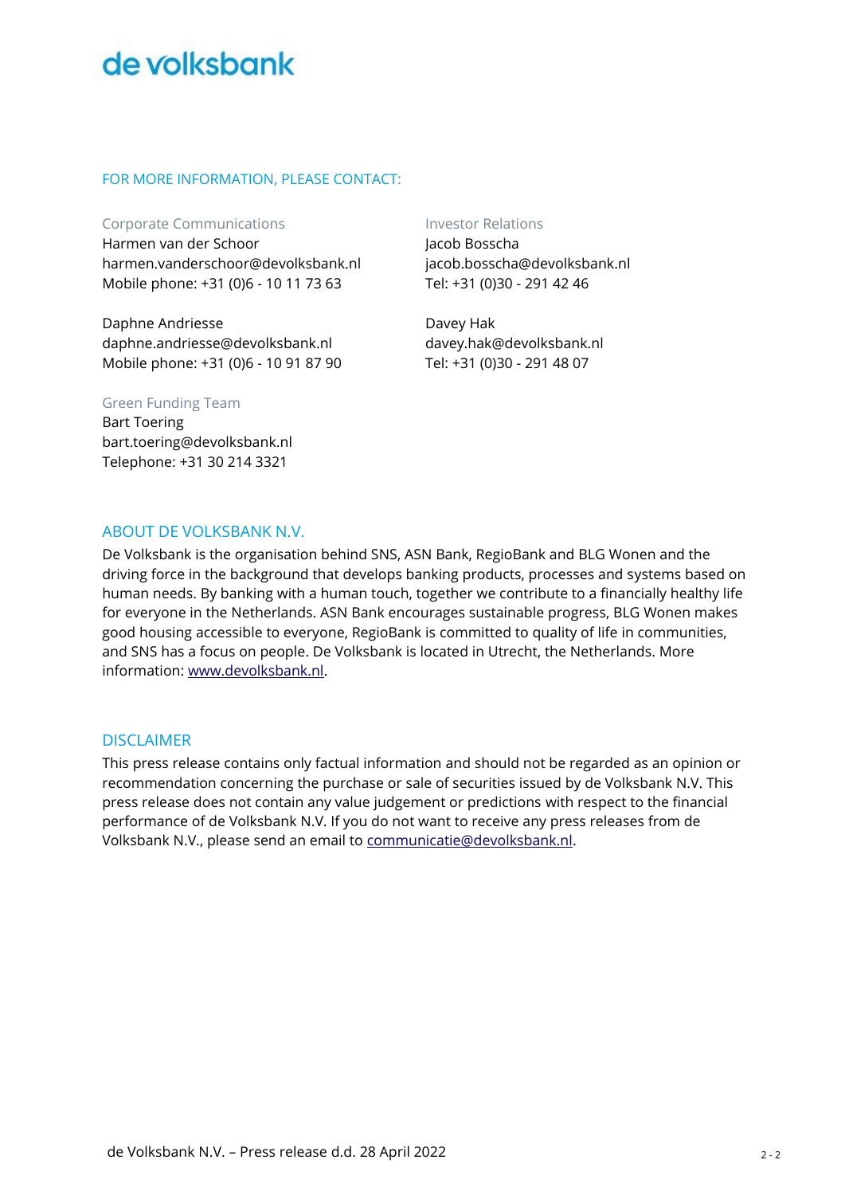## FOR MORE INFORMATION, PLEASE CONTACT:

Corporate Communications
Harmen van der Schoor
harmen.vanderschoor@devolksbank.nl
Mobile phone: +31 (0)6 - 10 11 73 63

Daphne Andriesse
daphne.andriesse@devolksbank.nl
Mobile phone: +31 (0)6 - 10 91 87 90

Green Funding Team
Bart Toering
bart.toering@devolksbank.nl
Telephone: +31 30 214 3321

Investor Relations
Jacob Bosscha
jacob.bosscha@devolksbank.nl
Tel: +31 (0)30 - 291 42 46

Davey Hak
davey.hak@devolksbank.nl
Tel: +31 (0)30 - 291 48 07

## ABOUT DE VOLKSBANK N.V.

De Volksbank is the organisation behind SNS, ASN Bank, RegioBank and BLG Wonen and the driving force in the background that develops banking products, processes and systems based on human needs. By banking with a human touch, together we contribute to a financially healthy life for everyone in the Netherlands. ASN Bank encourages sustainable progress, BLG Wonen makes good housing accessible to everyone, RegioBank is committed to quality of life in communities, and SNS has a focus on people. De Volksbank is located in Utrecht, the Netherlands. More information: www.devolksbank.nl.

## DISCLAIMER

This press release contains only factual information and should not be regarded as an opinion or recommendation concerning the purchase or sale of securities issued by de Volksbank N.V. This press release does not contain any value judgement or predictions with respect to the financial performance of de Volksbank N.V. If you do not want to receive any press releases from de Volksbank N.V., please send an email to communicatie@devolksbank.nl.